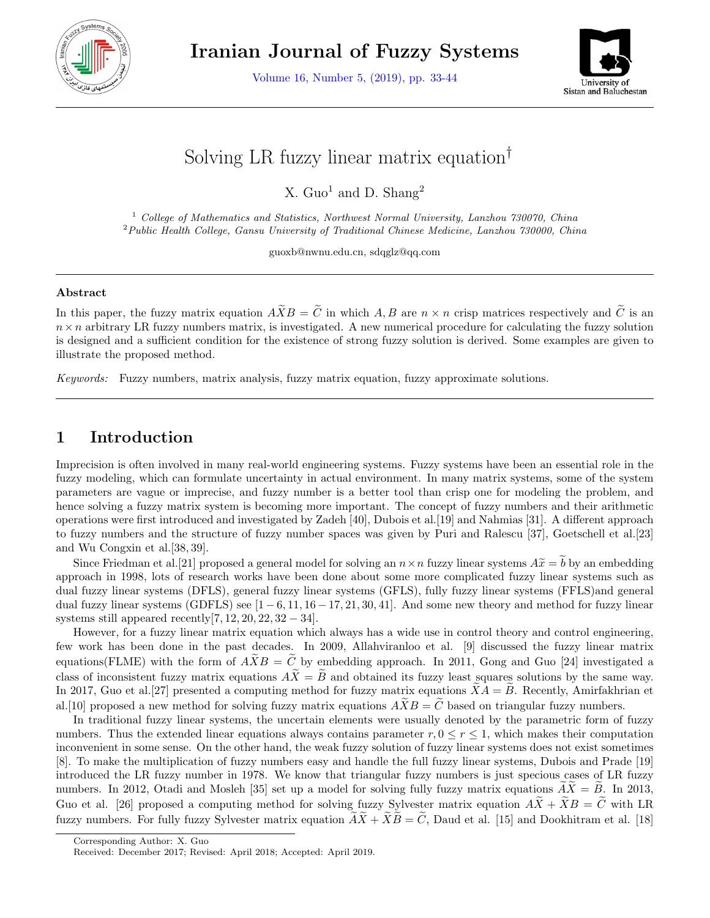# Solving LR fuzzy linear matrix equation†

X. Guo[1] and D. Shang[2]

[1] *College of Mathematics and Statistics, Northwest Normal University, Lanzhou 730070, China*
[2] *Public Health College, Gansu University of Traditional Chinese Medicine, Lanzhou 730000, China*

guoxb@nwnu.edu.cn, sdqglz@qq.com

---

### Abstract

In this paper, the fuzzy matrix equation $A\widetilde{X}B = \widetilde{C}$ in which $A, B$ are $n \times n$ crisp matrices respectively and $\widetilde{C}$ is an $n \times n$ arbitrary LR fuzzy numbers matrix, is investigated. A new numerical procedure for calculating the fuzzy solution is designed and a sufficient condition for the existence of strong fuzzy solution is derived. Some examples are given to illustrate the proposed method.

*Keywords:* Fuzzy numbers, matrix analysis, fuzzy matrix equation, fuzzy approximate solutions.

---

## 1 Introduction

Imprecision is often involved in many real-world engineering systems. Fuzzy systems have been an essential role in the fuzzy modeling, which can formulate uncertainty in actual environment. In many matrix systems, some of the system parameters are vague or imprecise, and fuzzy number is a better tool than crisp one for modeling the problem, and hence solving a fuzzy matrix system is becoming more important. The concept of fuzzy numbers and their arithmetic operations were first introduced and investigated by Zadeh [40], Dubois et al.[19] and Nahmias [31]. A different approach to fuzzy numbers and the structure of fuzzy number spaces was given by Puri and Ralescu [37], Goetschell et al.[23] and Wu Congxin et al.[38, 39].

Since Friedman et al.[21] proposed a general model for solving an $n \times n$ fuzzy linear systems $A\widetilde{x} = \widetilde{b}$ by an embedding approach in 1998, lots of research works have been done about some more complicated fuzzy linear systems such as dual fuzzy linear systems (DFLS), general fuzzy linear systems (GFLS), fully fuzzy linear systems (FFLS)and general dual fuzzy linear systems (GDFLS) see $[1-6, 11, 16-17, 21, 30, 41]$. And some new theory and method for fuzzy linear systems still appeared recently$[7, 12, 20, 22, 32-34]$.

However, for a fuzzy linear matrix equation which always has a wide use in control theory and control engineering, few work has been done in the past decades. In 2009, Allahviranloo et al. [9] discussed the fuzzy linear matrix equations(FLME) with the form of $A\widetilde{X}B = \widetilde{C}$ by embedding approach. In 2011, Gong and Guo [24] investigated a class of inconsistent fuzzy matrix equations $A\widetilde{X} = \widetilde{B}$ and obtained its fuzzy least squares solutions by the same way. In 2017, Guo et al.[27] presented a computing method for fuzzy matrix equations $\widetilde{X}A = \widetilde{B}$. Recently, Amirfakhrian et al.[10] proposed a new method for solving fuzzy matrix equations $A\widetilde{X}B = \widetilde{C}$ based on triangular fuzzy numbers.

In traditional fuzzy linear systems, the uncertain elements were usually denoted by the parametric form of fuzzy numbers. Thus the extended linear equations always contains parameter $r, 0 \leq r \leq 1$, which makes their computation inconvenient in some sense. On the other hand, the weak fuzzy solution of fuzzy linear systems does not exist sometimes [8]. To make the multiplication of fuzzy numbers easy and handle the full fuzzy linear systems, Dubois and Prade [19] introduced the LR fuzzy number in 1978. We know that triangular fuzzy numbers is just specious cases of LR fuzzy numbers. In 2012, Otadi and Mosleh [35] set up a model for solving fully fuzzy matrix equations $\widetilde{A}\widetilde{X} = \widetilde{B}$. In 2013, Guo et al. [26] proposed a computing method for solving fuzzy Sylvester matrix equation $A\widetilde{X} + \widetilde{X}B = \widetilde{C}$ with LR fuzzy numbers. For fully fuzzy Sylvester matrix equation $\widetilde{A}\widetilde{X} + \widetilde{X}\widetilde{B} = \widetilde{C}$, Daud et al. [15] and Dookhitram et al. [18]

---

Corresponding Author: X. Guo

Received: December 2017; Revised: April 2018; Accepted: April 2019.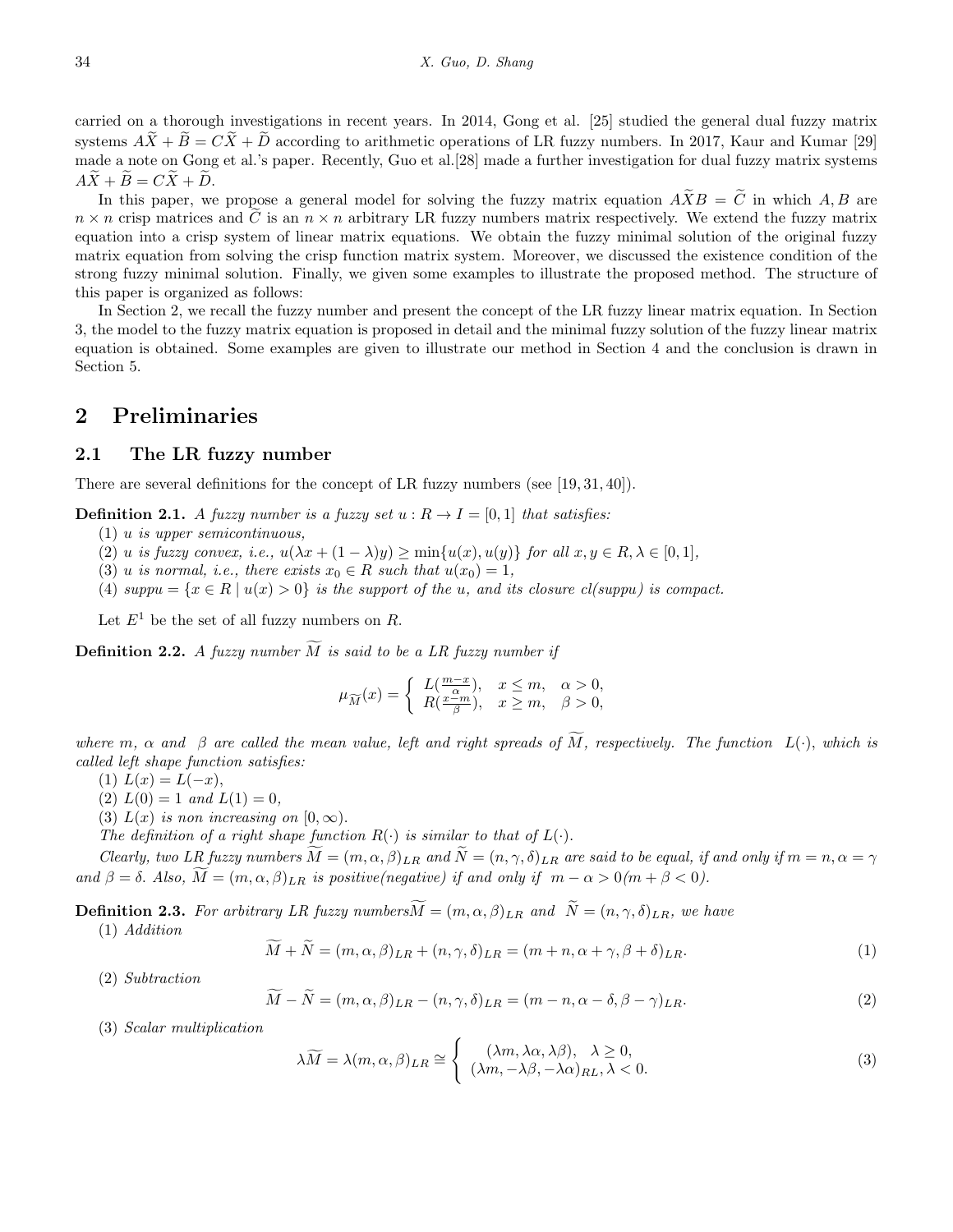carried on a thorough investigations in recent years. In 2014, Gong et al. [25] studied the general dual fuzzy matrix systems $A\widetilde{X} + \widetilde{B} = C\widetilde{X} + \widetilde{D}$ according to arithmetic operations of LR fuzzy numbers. In 2017, Kaur and Kumar [29] made a note on Gong et al.'s paper. Recently, Guo et al.[28] made a further investigation for dual fuzzy matrix systems $A\widetilde{X} + \widetilde{B} = C\widetilde{X} + \widetilde{D}$.

In this paper, we propose a general model for solving the fuzzy matrix equation $A\widetilde{X}B = \widetilde{C}$ in which $A, B$ are $n \times n$ crisp matrices and $\widetilde{C}$ is an $n \times n$ arbitrary LR fuzzy numbers matrix respectively. We extend the fuzzy matrix equation into a crisp system of linear matrix equations. We obtain the fuzzy minimal solution of the original fuzzy matrix equation from solving the crisp function matrix system. Moreover, we discussed the existence condition of the strong fuzzy minimal solution. Finally, we given some examples to illustrate the proposed method. The structure of this paper is organized as follows:

In Section 2, we recall the fuzzy number and present the concept of the LR fuzzy linear matrix equation. In Section 3, the model to the fuzzy matrix equation is proposed in detail and the minimal fuzzy solution of the fuzzy linear matrix equation is obtained. Some examples are given to illustrate our method in Section 4 and the conclusion is drawn in Section 5.

# 2 Preliminaries

## 2.1 The LR fuzzy number

There are several definitions for the concept of LR fuzzy numbers (see [19, 31, 40]).

**Definition 2.1.** *A fuzzy number is a fuzzy set $u : R \to I = [0, 1]$ that satisfies:*

(1) *$u$ is upper semicontinuous,*

(2) *$u$ is fuzzy convex, i.e., $u(\lambda x + (1-\lambda)y) \geq \min\{u(x), u(y)\}$ for all $x, y \in R, \lambda \in [0, 1]$,*

(3) *$u$ is normal, i.e., there exists $x_0 \in R$ such that $u(x_0) = 1$,*

(4) *$suppu = \{x \in R \mid u(x) > 0\}$ is the support of the $u$, and its closure $cl(suppu)$ is compact.*

Let $E^1$ be the set of all fuzzy numbers on $R$.

**Definition 2.2.** *A fuzzy number $\widetilde{M}$ is said to be a LR fuzzy number if*

$$\mu_{\widetilde{M}}(x) = \begin{cases} L(\frac{m-x}{\alpha}), & x \leq m, \quad \alpha > 0, \\ R(\frac{x-m}{\beta}), & x \geq m, \quad \beta > 0, \end{cases}$$

*where $m$, $\alpha$ and $\beta$ are called the mean value, left and right spreads of $\widetilde{M}$, respectively. The function $L(\cdot)$, which is called left shape function satisfies:*

(1) *$L(x) = L(-x)$,*

(2) *$L(0) = 1$ and $L(1) = 0$,*

(3) *$L(x)$ is non increasing on $[0, \infty)$.*

*The definition of a right shape function $R(\cdot)$ is similar to that of $L(\cdot)$.*

*Clearly, two LR fuzzy numbers $\widetilde{M} = (m, \alpha, \beta)_{LR}$ and $\widetilde{N} = (n, \gamma, \delta)_{LR}$ are said to be equal, if and only if $m = n, \alpha = \gamma$ and $\beta = \delta$. Also, $\widetilde{M} = (m, \alpha, \beta)_{LR}$ is positive(negative) if and only if $m - \alpha > 0 (m + \beta < 0)$.*

**Definition 2.3.** *For arbitrary LR fuzzy numbers$\widetilde{M} = (m, \alpha, \beta)_{LR}$ and $\widetilde{N} = (n, \gamma, \delta)_{LR}$, we have*

(1) *Addition*

$$\widetilde{M} + \widetilde{N} = (m, \alpha, \beta)_{LR} + (n, \gamma, \delta)_{LR} = (m + n, \alpha + \gamma, \beta + \delta)_{LR}. \tag{1}$$

(2) *Subtraction*

$$\widetilde{M} - \widetilde{N} = (m, \alpha, \beta)_{LR} - (n, \gamma, \delta)_{LR} = (m - n, \alpha - \delta, \beta - \gamma)_{LR}. \tag{2}$$

(3) *Scalar multiplication*

$$\lambda\widetilde{M} = \lambda(m, \alpha, \beta)_{LR} \cong \begin{cases} (\lambda m, \lambda\alpha, \lambda\beta), & \lambda \geq 0, \\ (\lambda m, -\lambda\beta, -\lambda\alpha)_{RL}, & \lambda < 0. \end{cases} \tag{3}$$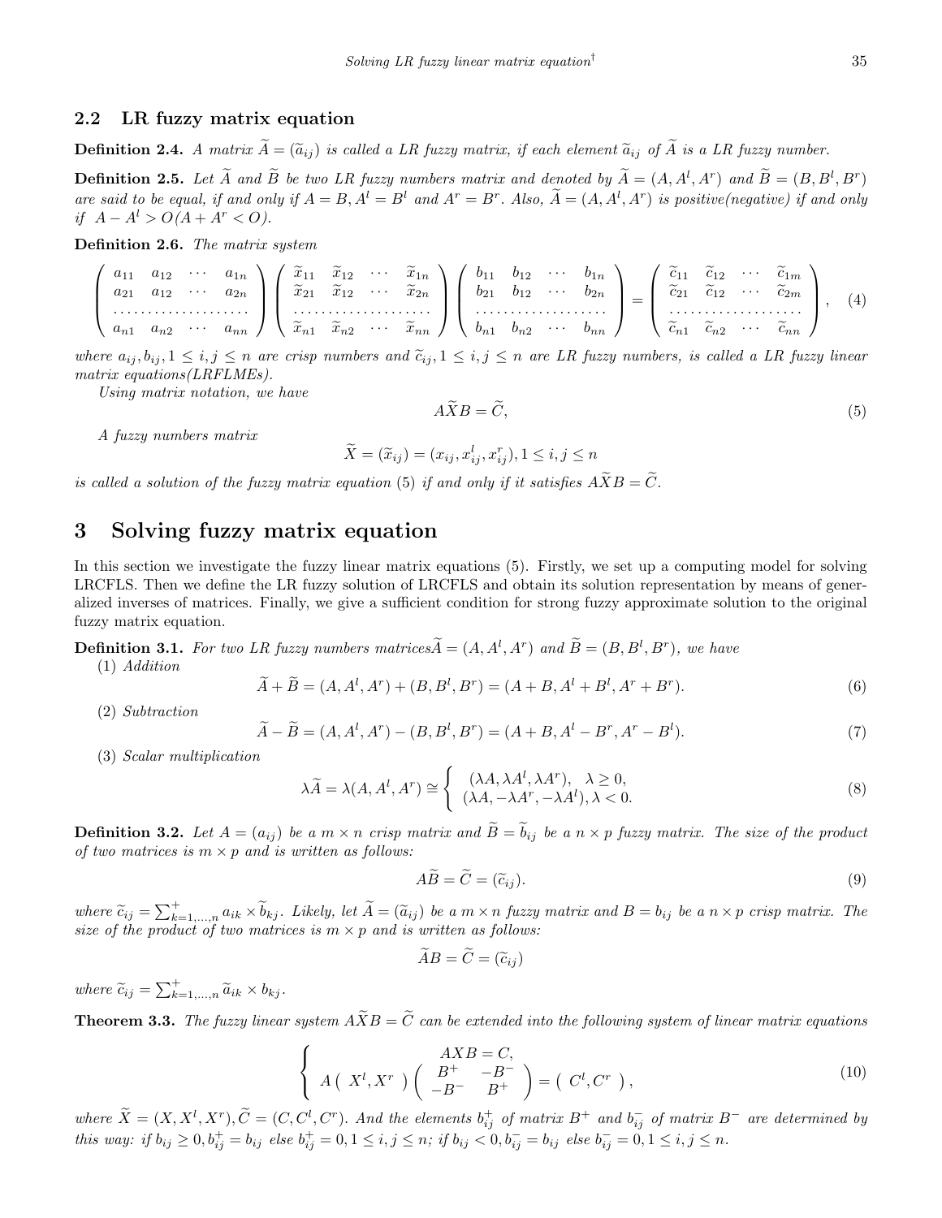### 2.2 LR fuzzy matrix equation

**Definition 2.4.** *A matrix $\widetilde{A} = (\widetilde{a}_{ij})$ is called a LR fuzzy matrix, if each element $\widetilde{a}_{ij}$ of $\widetilde{A}$ is a LR fuzzy number.*

**Definition 2.5.** *Let $\widetilde{A}$ and $\widetilde{B}$ be two LR fuzzy numbers matrix and denoted by $\widetilde{A} = (A, A^l, A^r)$ and $\widetilde{B} = (B, B^l, B^r)$ are said to be equal, if and only if $A = B, A^l = B^l$ and $A^r = B^r$. Also, $\widetilde{A} = (A, A^l, A^r)$ is positive(negative) if and only if $A - A^l > O(A + A^r < O)$.*

**Definition 2.6.** *The matrix system*

$$\begin{pmatrix} a_{11} & a_{12} & \cdots & a_{1n} \\ a_{21} & a_{12} & \cdots & a_{2n} \\ \cdots & \cdots & \cdots & \cdots \\ a_{n1} & a_{n2} & \cdots & a_{nn} \end{pmatrix} \begin{pmatrix} \widetilde{x}_{11} & \widetilde{x}_{12} & \cdots & \widetilde{x}_{1n} \\ \widetilde{x}_{21} & \widetilde{x}_{12} & \cdots & \widetilde{x}_{2n} \\ \cdots & \cdots & \cdots & \cdots \\ \widetilde{x}_{n1} & \widetilde{x}_{n2} & \cdots & \widetilde{x}_{nn} \end{pmatrix} \begin{pmatrix} b_{11} & b_{12} & \cdots & b_{1n} \\ b_{21} & b_{12} & \cdots & b_{2n} \\ \cdots & \cdots & \cdots & \cdots \\ b_{n1} & b_{n2} & \cdots & b_{nn} \end{pmatrix} = \begin{pmatrix} \widetilde{c}_{11} & \widetilde{c}_{12} & \cdots & \widetilde{c}_{1m} \\ \widetilde{c}_{21} & \widetilde{c}_{12} & \cdots & \widetilde{c}_{2m} \\ \cdots & \cdots & \cdots & \cdots \\ \widetilde{c}_{n1} & \widetilde{c}_{n2} & \cdots & \widetilde{c}_{nn} \end{pmatrix}, \quad (4)$$

*where $a_{ij}, b_{ij}, 1 \leq i, j \leq n$ are crisp numbers and $\widetilde{c}_{ij}, 1 \leq i, j \leq n$ are LR fuzzy numbers, is called a LR fuzzy linear matrix equations(LRFLMEs).*

*Using matrix notation, we have*

$$A\widetilde{X}B = \widetilde{C}, \quad (5)$$

*A fuzzy numbers matrix*

$$\widetilde{X} = (\widetilde{x}_{ij}) = (x_{ij}, x_{ij}^l, x_{ij}^r), 1 \leq i, j \leq n$$

*is called a solution of the fuzzy matrix equation (5) if and only if it satisfies $A\widetilde{X}B = \widetilde{C}$.*

## 3 Solving fuzzy matrix equation

In this section we investigate the fuzzy linear matrix equations (5). Firstly, we set up a computing model for solving LRCFLS. Then we define the LR fuzzy solution of LRCFLS and obtain its solution representation by means of generalized inverses of matrices. Finally, we give a sufficient condition for strong fuzzy approximate solution to the original fuzzy matrix equation.

**Definition 3.1.** *For two LR fuzzy numbers matrices$\widetilde{A} = (A, A^l, A^r)$ and $\widetilde{B} = (B, B^l, B^r)$, we have*

(1) *Addition*

$$\widetilde{A} + \widetilde{B} = (A, A^l, A^r) + (B, B^l, B^r) = (A + B, A^l + B^l, A^r + B^r). \quad (6)$$

(2) *Subtraction*

$$\widetilde{A} - \widetilde{B} = (A, A^l, A^r) - (B, B^l, B^r) = (A + B, A^l - B^r, A^r - B^l). \quad (7)$$

(3) *Scalar multiplication*

$$\lambda\widetilde{A} = \lambda(A, A^l, A^r) \cong \begin{cases} (\lambda A, \lambda A^l, \lambda A^r), & \lambda \geq 0, \\ (\lambda A, -\lambda A^r, -\lambda A^l), & \lambda < 0. \end{cases} \quad (8)$$

**Definition 3.2.** *Let $A = (a_{ij})$ be a $m \times n$ crisp matrix and $\widetilde{B} = \widetilde{b}_{ij}$ be a $n \times p$ fuzzy matrix. The size of the product of two matrices is $m \times p$ and is written as follows:*

$$A\widetilde{B} = \widetilde{C} = (\widetilde{c}_{ij}). \quad (9)$$

*where $\widetilde{c}_{ij} = \sum_{k=1,\ldots,n}^{+} a_{ik} \times \widetilde{b}_{kj}$. Likely, let $\widetilde{A} = (\widetilde{a}_{ij})$ be a $m \times n$ fuzzy matrix and $B = b_{ij}$ be a $n \times p$ crisp matrix. The size of the product of two matrices is $m \times p$ and is written as follows:*

$$\widetilde{A}B = \widetilde{C} = (\widetilde{c}_{ij})$$

*where $\widetilde{c}_{ij} = \sum_{k=1,\ldots,n}^{+} \widetilde{a}_{ik} \times b_{kj}$.*

**Theorem 3.3.** *The fuzzy linear system $A\widetilde{X}B = \widetilde{C}$ can be extended into the following system of linear matrix equations*

$$\begin{cases} AXB = C, \\ A \begin{pmatrix} X^l, X^r \end{pmatrix} \begin{pmatrix} B^+ & -B^- \\ -B^- & B^+ \end{pmatrix} = \begin{pmatrix} C^l, C^r \end{pmatrix}, \end{cases} \quad (10)$$

*where $\widetilde{X} = (X, X^l, X^r), \widetilde{C} = (C, C^l, C^r)$. And the elements $b_{ij}^+$ of matrix $B^+$ and $b_{ij}^-$ of matrix $B^-$ are determined by this way: if $b_{ij} \geq 0, b_{ij}^+ = b_{ij}$ else $b_{ij}^+ = 0, 1 \leq i, j \leq n$; if $b_{ij} < 0, b_{ij}^- = b_{ij}$ else $b_{ij}^- = 0, 1 \leq i, j \leq n$.*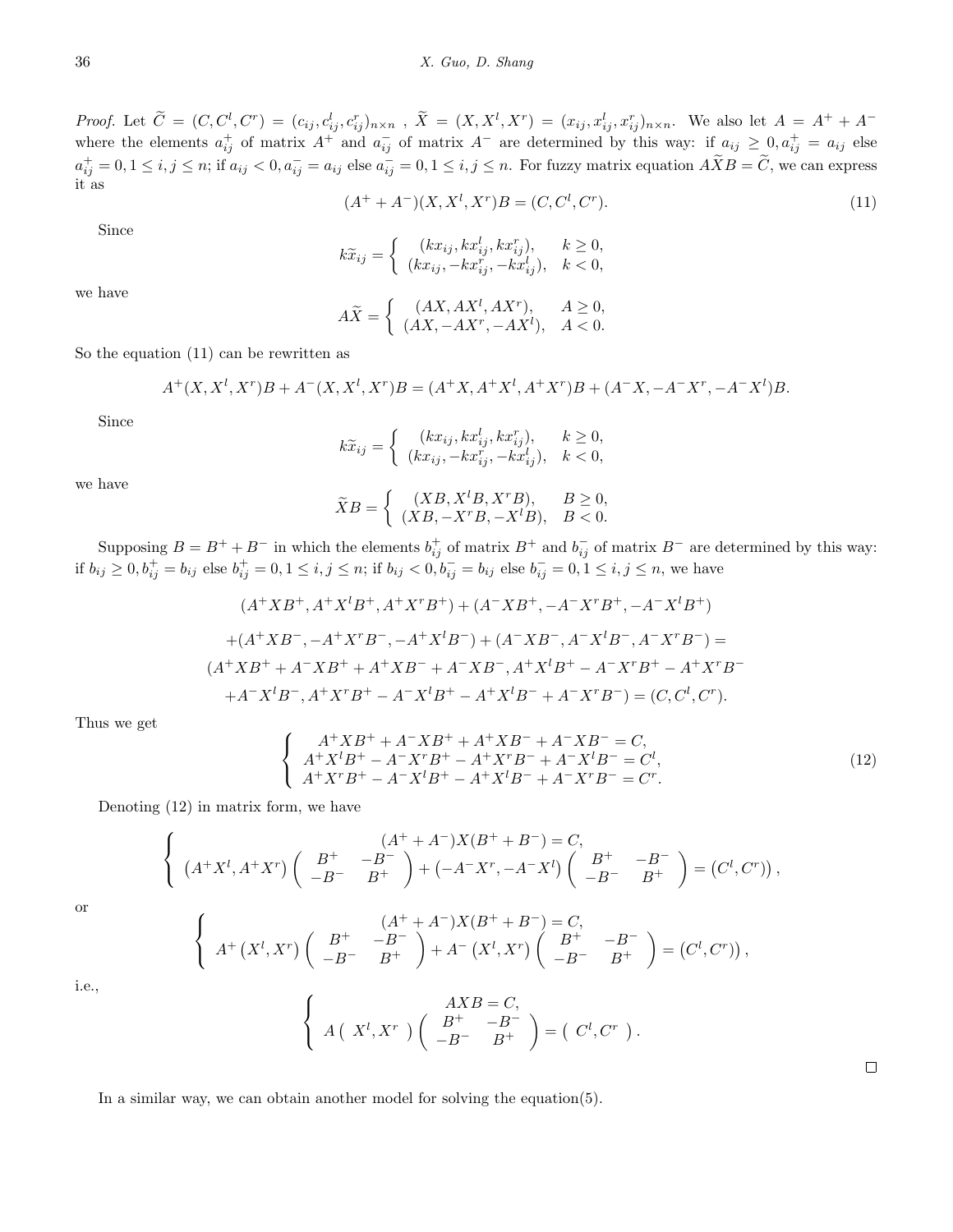*Proof.* Let $\widetilde{C} = (C, C^l, C^r) = (c_{ij}, c_{ij}^l, c_{ij}^r)_{n\times n}$ , $\widetilde{X} = (X, X^l, X^r) = (x_{ij}, x_{ij}^l, x_{ij}^r)_{n\times n}$. We also let $A = A^+ + A^-$ where the elements $a_{ij}^+$ of matrix $A^+$ and $a_{ij}^-$ of matrix $A^-$ are determined by this way: if $a_{ij} \geq 0, a_{ij}^+ = a_{ij}$ else $a_{ij}^+ = 0, 1 \leq i, j \leq n$; if $a_{ij} < 0, a_{ij}^- = a_{ij}$ else $a_{ij}^- = 0, 1 \leq i, j \leq n$. For fuzzy matrix equation $A\widetilde{X}B = \widetilde{C}$, we can express it as

$$(A^+ + A^-)(X, X^l, X^r)B = (C, C^l, C^r). \tag{11}$$

Since

$$k\widetilde{x}_{ij} = \begin{cases} (kx_{ij}, kx_{ij}^l, kx_{ij}^r), & k \geq 0, \\ (kx_{ij}, -kx_{ij}^r, -kx_{ij}^l), & k < 0, \end{cases}$$

we have

$$A\widetilde{X} = \begin{cases} (AX, AX^l, AX^r), & A \geq 0, \\ (AX, -AX^r, -AX^l), & A < 0. \end{cases}$$

So the equation (11) can be rewritten as

$$A^+(X, X^l, X^r)B + A^-(X, X^l, X^r)B = (A^+X, A^+X^l, A^+X^r)B + (A^-X, -A^-X^r, -A^-X^l)B.$$

Since

$$k\widetilde{x}_{ij} = \begin{cases} (kx_{ij}, kx_{ij}^l, kx_{ij}^r), & k \geq 0, \\ (kx_{ij}, -kx_{ij}^r, -kx_{ij}^l), & k < 0, \end{cases}$$

we have

$$\widetilde{X}B = \begin{cases} (XB, X^lB, X^rB), & B \geq 0, \\ (XB, -X^rB, -X^lB), & B < 0. \end{cases}$$

Supposing $B = B^+ + B^-$ in which the elements $b_{ij}^+$ of matrix $B^+$ and $b_{ij}^-$ of matrix $B^-$ are determined by this way: if $b_{ij} \geq 0, b_{ij}^+ = b_{ij}$ else $b_{ij}^+ = 0, 1 \leq i, j \leq n$; if $b_{ij} < 0, b_{ij}^- = b_{ij}$ else $b_{ij}^- = 0, 1 \leq i, j \leq n$, we have

$$\begin{aligned}
&(A^+XB^+, A^+X^lB^+, A^+X^rB^+) + (A^-XB^+, -A^-X^rB^+, -A^-X^lB^+) \\
&+(A^+XB^-, -A^+X^rB^-, -A^+X^lB^-) + (A^-XB^-, A^-X^lB^-, A^-X^rB^-) = \\
&(A^+XB^+ + A^-XB^+ + A^+XB^- + A^-XB^-, A^+X^lB^+ - A^-X^rB^+ - A^+X^rB^- \\
&+A^-X^lB^-, A^+X^rB^+ - A^-X^lB^+ - A^+X^lB^- + A^-X^rB^-) = (C, C^l, C^r).
\end{aligned}$$

Thus we get

$$\begin{cases} A^+XB^+ + A^-XB^+ + A^+XB^- + A^-XB^- = C, \\ A^+X^lB^+ - A^-X^rB^+ - A^+X^rB^- + A^-X^lB^- = C^l, \\ A^+X^rB^+ - A^-X^lB^+ - A^+X^lB^- + A^-X^rB^- = C^r. \end{cases} \tag{12}$$

Denoting (12) in matrix form, we have

$$\begin{cases} (A^+ + A^-)X(B^+ + B^-) = C, \\ \left(A^+X^l, A^+X^r\right)\begin{pmatrix} B^+ & -B^- \\ -B^- & B^+ \end{pmatrix} + \left(-A^-X^r, -A^-X^l\right)\begin{pmatrix} B^+ & -B^- \\ -B^- & B^+ \end{pmatrix} = \left(C^l, C^r\right), \end{cases}$$

or

$$\begin{cases} (A^+ + A^-)X(B^+ + B^-) = C, \\ A^+\left(X^l, X^r\right)\begin{pmatrix} B^+ & -B^- \\ -B^- & B^+ \end{pmatrix} + A^-\left(X^l, X^r\right)\begin{pmatrix} B^+ & -B^- \\ -B^- & B^+ \end{pmatrix} = \left(C^l, C^r\right), \end{cases}$$

i.e.,

$$\begin{cases} AXB = C, \\ A\left( X^l, X^r \right)\begin{pmatrix} B^+ & -B^- \\ -B^- & B^+ \end{pmatrix} = \left( C^l, C^r \right). \end{cases}$$

□

In a similar way, we can obtain another model for solving the equation(5).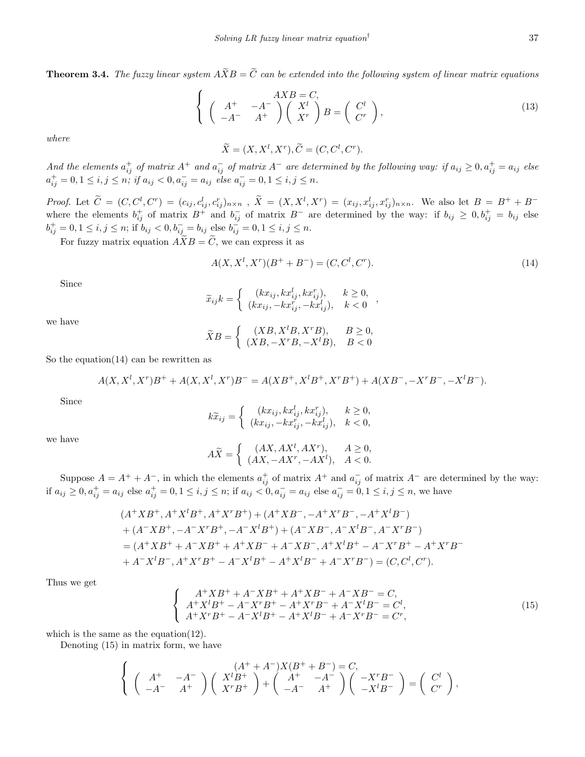**Theorem 3.4.** *The fuzzy linear system $A\widetilde{X}B = \widetilde{C}$ can be extended into the following system of linear matrix equations*

$$\left\{ \begin{array}{c} AXB = C, \\ \begin{pmatrix} A^+ & -A^- \\ -A^- & A^+ \end{pmatrix} \begin{pmatrix} X^l \\ X^r \end{pmatrix} B = \begin{pmatrix} C^l \\ C^r \end{pmatrix}, \end{array} \right. \tag{13}$$

*where*

$$\widetilde{X} = (X, X^l, X^r), \widetilde{C} = (C, C^l, C^r).$$

*And the elements $a^+_{ij}$ of matrix $A^+$ and $a^-_{ij}$ of matrix $A^-$ are determined by the following way: if $a_{ij} \geq 0, a^+_{ij} = a_{ij}$ else $a^+_{ij} = 0, 1 \leq i, j \leq n$; if $a_{ij} < 0, a^-_{ij} = a_{ij}$ else $a^-_{ij} = 0, 1 \leq i, j \leq n$.*

*Proof.* Let $\widetilde{C} = (C, C^l, C^r) = (c_{ij}, c^l_{ij}, c^r_{ij})_{n\times n}$ , $\widetilde{X} = (X, X^l, X^r) = (x_{ij}, x^l_{ij}, x^r_{ij})_{n\times n}$. We also let $B = B^+ + B^-$ where the elements $b^+_{ij}$ of matrix $B^+$ and $b^-_{ij}$ of matrix $B^-$ are determined by the way: if $b_{ij} \geq 0, b^+_{ij} = b_{ij}$ else $b^+_{ij} = 0, 1 \leq i, j \leq n$; if $b_{ij} < 0, b^-_{ij} = b_{ij}$ else $b^-_{ij} = 0, 1 \leq i, j \leq n$.

For fuzzy matrix equation $A\widetilde{X}B = \widetilde{C}$, we can express it as

$$A(X, X^l, X^r)(B^+ + B^-) = (C, C^l, C^r). \tag{14}$$

Since

$$\widetilde{x}_{ij}k = \left\{ \begin{array}{ll} (kx_{ij}, kx^l_{ij}, kx^r_{ij}), & k \geq 0, \\ (kx_{ij}, -kx^r_{ij}, -kx^l_{ij}), & k < 0 \end{array} \right. ,$$

we have

$$\widetilde{X}B = \left\{ \begin{array}{ll} (XB, X^lB, X^rB), & B \geq 0, \\ (XB, -X^rB, -X^lB), & B < 0 \end{array} \right.$$

So the equation(14) can be rewritten as

$$A(X, X^l, X^r)B^+ + A(X, X^l, X^r)B^- = A(XB^+, X^lB^+, X^rB^+) + A(XB^-, -X^rB^-, -X^lB^-).$$

Since

$$k\widetilde{x}_{ij} = \left\{ \begin{array}{ll} (kx_{ij}, kx^l_{ij}, kx^r_{ij}), & k \geq 0, \\ (kx_{ij}, -kx^r_{ij}, -kx^l_{ij}), & k < 0, \end{array} \right.$$

we have

$$A\widetilde{X} = \left\{ \begin{array}{ll} (AX, AX^l, AX^r), & A \geq 0, \\ (AX, -AX^r, -AX^l), & A < 0. \end{array} \right.$$

Suppose $A = A^+ + A^-$, in which the elements $a^+_{ij}$ of matrix $A^+$ and $a^-_{ij}$ of matrix $A^-$ are determined by the way: if $a_{ij} \geq 0, a^+_{ij} = a_{ij}$ else $a^+_{ij} = 0, 1 \leq i, j \leq n$; if $a_{ij} < 0, a^-_{ij} = a_{ij}$ else $a^-_{ij} = 0, 1 \leq i, j \leq n$, we have

$$\begin{aligned} &(A^+XB^+, A^+X^lB^+, A^+X^rB^+) + (A^+XB^-, -A^+X^rB^-, -A^+X^lB^-) \\ &+ (A^-XB^+, -A^-X^rB^+, -A^-X^lB^+) + (A^-XB^-, A^-X^lB^-, A^-X^rB^-) \\ &= (A^+XB^+ + A^-XB^+ + A^+XB^- + A^-XB^-, A^+X^lB^+ - A^-X^rB^+ - A^+X^rB^- \\ &+ A^-X^lB^-, A^+X^rB^+ - A^-X^lB^+ - A^+X^lB^- + A^-X^rB^-) = (C, C^l, C^r). \end{aligned}$$

Thus we get

$$\left\{ \begin{array}{c} A^+XB^+ + A^-XB^+ + A^+XB^- + A^-XB^- = C, \\ A^+X^lB^+ - A^-X^rB^+ - A^+X^rB^- + A^-X^lB^- = C^l, \\ A^+X^rB^+ - A^-X^lB^+ - A^+X^lB^- + A^-X^rB^- = C^r, \end{array} \right. \tag{15}$$

which is the same as the equation(12).

Denoting (15) in matrix form, we have

$$\left\{ \begin{array}{c} (A^+ + A^-)X(B^+ + B^-) = C, \\ \begin{pmatrix} A^+ & -A^- \\ -A^- & A^+ \end{pmatrix} \begin{pmatrix} X^lB^+ \\ X^rB^+ \end{pmatrix} + \begin{pmatrix} A^+ & -A^- \\ -A^- & A^+ \end{pmatrix} \begin{pmatrix} -X^rB^- \\ -X^lB^- \end{pmatrix} = \begin{pmatrix} C^l \\ C^r \end{pmatrix}, \end{array} \right.$$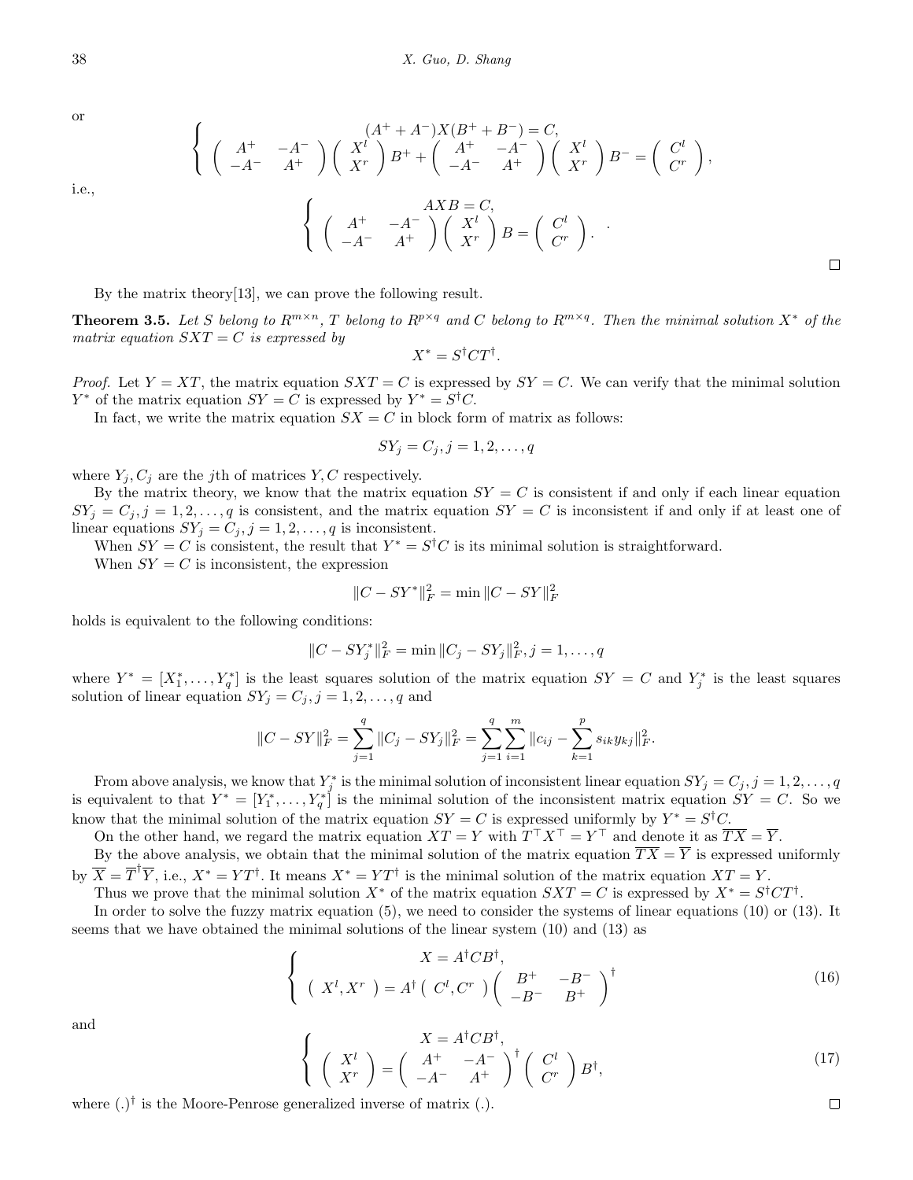or

$$
\left\{ \begin{array}{c} (A^+ + A^-)X(B^+ + B^-) = C, \\ \begin{pmatrix} A^+ & -A^- \\ -A^- & A^+ \end{pmatrix} \begin{pmatrix} X^l \\ X^r \end{pmatrix} B^+ + \begin{pmatrix} A^+ & -A^- \\ -A^- & A^+ \end{pmatrix} \begin{pmatrix} X^l \\ X^r \end{pmatrix} B^- = \begin{pmatrix} C^l \\ C^r \end{pmatrix}, \end{array} \right.
$$

i.e.,

$$
\left\{ \begin{array}{c} AXB = C, \\ \begin{pmatrix} A^+ & -A^- \\ -A^- & A^+ \end{pmatrix} \begin{pmatrix} X^l \\ X^r \end{pmatrix} B = \begin{pmatrix} C^l \\ C^r \end{pmatrix}. \end{array} \right. .
$$

□

By the matrix theory[13], we can prove the following result.

**Theorem 3.5.** *Let $S$ belong to $R^{m\times n}$, $T$ belong to $R^{p\times q}$ and $C$ belong to $R^{m\times q}$. Then the minimal solution $X^*$ of the matrix equation $SXT = C$ is expressed by*

$$
X^* = S^\dagger C T^\dagger.
$$

*Proof.* Let $Y = XT$, the matrix equation $SXT = C$ is expressed by $SY = C$. We can verify that the minimal solution $Y^*$ of the matrix equation $SY = C$ is expressed by $Y^* = S^\dagger C$.

In fact, we write the matrix equation $SX = C$ in block form of matrix as follows:

$$
SY_j = C_j, j = 1, 2, \ldots, q
$$

where $Y_j, C_j$ are the $j$th of matrices $Y, C$ respectively.

By the matrix theory, we know that the matrix equation $SY = C$ is consistent if and only if each linear equation $SY_j = C_j, j = 1, 2, \ldots, q$ is consistent, and the matrix equation $SY = C$ is inconsistent if and only if at least one of linear equations $SY_j = C_j, j = 1, 2, \ldots, q$ is inconsistent.

When $SY = C$ is consistent, the result that $Y^* = S^\dagger C$ is its minimal solution is straightforward.

When $SY = C$ is inconsistent, the expression

$$
\|C - SY^*\|_F^2 = \min \|C - SY\|_F^2
$$

holds is equivalent to the following conditions:

$$
\|C - SY_j^*\|_F^2 = \min \|C_j - SY_j\|_F^2, j = 1, \ldots, q
$$

where $Y^* = [X_1^*, \ldots, Y_q^*]$ is the least squares solution of the matrix equation $SY = C$ and $Y_j^*$ is the least squares solution of linear equation $SY_j = C_j, j = 1, 2, \ldots, q$ and

$$
\|C - SY\|_F^2 = \sum_{j=1}^{q} \|C_j - SY_j\|_F^2 = \sum_{j=1}^{q}\sum_{i=1}^{m} \|c_{ij} - \sum_{k=1}^{p} s_{ik}y_{kj}\|_F^2.
$$

From above analysis, we know that $Y_j^*$ is the minimal solution of inconsistent linear equation $SY_j = C_j, j = 1, 2, \ldots, q$ is equivalent to that $Y^* = [Y_1^*, \ldots, Y_q^*]$ is the minimal solution of the inconsistent matrix equation $SY = C$. So we know that the minimal solution of the matrix equation $SY = C$ is expressed uniformly by $Y^* = S^\dagger C$.

On the other hand, we regard the matrix equation $XT = Y$ with $T^\top X^\top = Y^\top$ and denote it as $\overline{TX} = \overline{Y}$.

By the above analysis, we obtain that the minimal solution of the matrix equation $\overline{TX} = \overline{Y}$ is expressed uniformly by $\overline{X} = \overline{T}^\dagger \overline{Y}$, i.e., $X^* = YT^\dagger$. It means $X^* = YT^\dagger$ is the minimal solution of the matrix equation $XT = Y$.

Thus we prove that the minimal solution $X^*$ of the matrix equation $SXT = C$ is expressed by $X^* = S^\dagger C T^\dagger$.

In order to solve the fuzzy matrix equation (5), we need to consider the systems of linear equations (10) or (13). It seems that we have obtained the minimal solutions of the linear system (10) and (13) as

$$
\left\{ \begin{array}{c} X = A^\dagger C B^\dagger, \\ \begin{pmatrix} X^l, X^r \end{pmatrix} = A^\dagger \begin{pmatrix} C^l, C^r \end{pmatrix} \begin{pmatrix} B^+ & -B^- \\ -B^- & B^+ \end{pmatrix}^\dagger \end{array} \right. \tag{16}
$$

and

$$
\left\{ \begin{array}{c} X = A^\dagger C B^\dagger, \\ \begin{pmatrix} X^l \\ X^r \end{pmatrix} = \begin{pmatrix} A^+ & -A^- \\ -A^- & A^+ \end{pmatrix}^\dagger \begin{pmatrix} C^l \\ C^r \end{pmatrix} B^\dagger, \end{array} \right. \tag{17}
$$

where $(.)^\dagger$ is the Moore-Penrose generalized inverse of matrix $(.)$.

□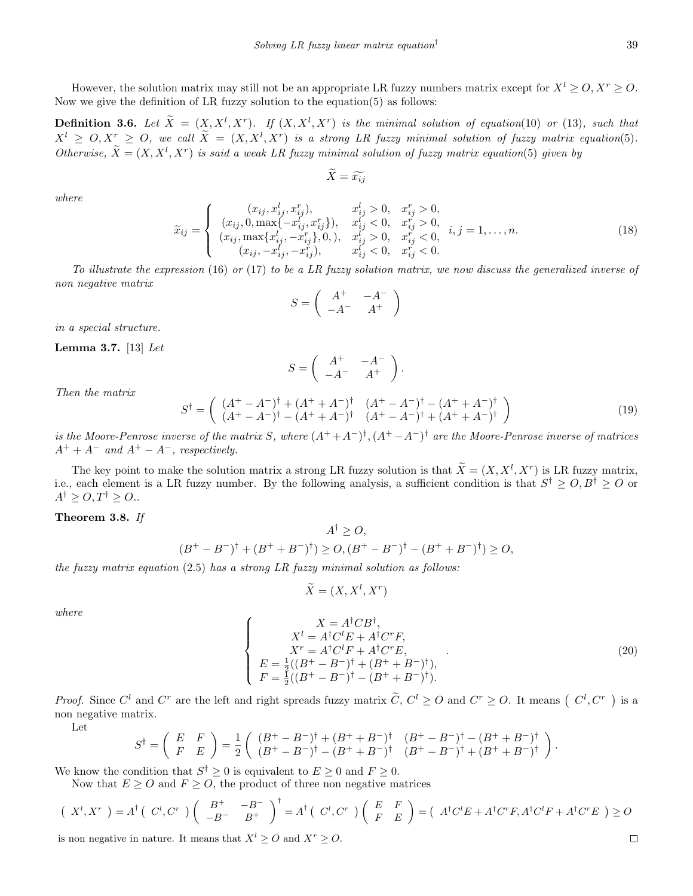However, the solution matrix may still not be an appropriate LR fuzzy numbers matrix except for $X^l \geq O, X^r \geq O$. Now we give the definition of LR fuzzy solution to the equation(5) as follows:

**Definition 3.6.** *Let $\widetilde{X} = (X, X^l, X^r)$. If $(X, X^l, X^r)$ is the minimal solution of equation*(10) *or* (13)*, such that $X^l \geq O, X^r \geq O$, we call $\widetilde{X} = (X, X^l, X^r)$ is a strong LR fuzzy minimal solution of fuzzy matrix equation*(5)*. Otherwise, $\widetilde{X} = (X, X^l, X^r)$ is said a weak LR fuzzy minimal solution of fuzzy matrix equation*(5) *given by*

$$\widetilde{X} = \widetilde{x_{ij}}$$

*where*

$$\widetilde{x}_{ij} = \begin{cases} (x_{ij}, x_{ij}^l, x_{ij}^r), & x_{ij}^l > 0, \quad x_{ij}^r > 0, \\ (x_{ij}, 0, \max\{-x_{ij}^l, x_{ij}^r\}), & x_{ij}^l < 0, \quad x_{ij}^r > 0, \\ (x_{ij}, \max\{x_{ij}^l, -x_{ij}^r\}, 0, ), & x_{ij}^l > 0, \quad x_{ij}^r < 0, \\ (x_{ij}, -x_{ij}^l, -x_{ij}^r), & x_{ij}^l < 0, \quad x_{ij}^r < 0. \end{cases} \quad i, j = 1, \ldots, n. \tag{18}$$

*To illustrate the expression* (16) *or* (17) *to be a LR fuzzy solution matrix, we now discuss the generalized inverse of non negative matrix*

$$S = \begin{pmatrix} A^+ & -A^- \\ -A^- & A^+ \end{pmatrix}$$

*in a special structure.*

**Lemma 3.7.** [13] *Let*

$$S = \begin{pmatrix} A^+ & -A^- \\ -A^- & A^+ \end{pmatrix}.$$

*Then the matrix*

$$S^\dagger = \begin{pmatrix} (A^+ - A^-)^\dagger + (A^+ + A^-)^\dagger & (A^+ - A^-)^\dagger - (A^+ + A^-)^\dagger \\ (A^+ - A^-)^\dagger - (A^+ + A^-)^\dagger & (A^+ - A^-)^\dagger + (A^+ + A^-)^\dagger \end{pmatrix} \tag{19}$$

*is the Moore-Penrose inverse of the matrix $S$, where $(A^+ + A^-)^\dagger, (A^+ - A^-)^\dagger$ are the Moore-Penrose inverse of matrices $A^+ + A^-$ and $A^+ - A^-$, respectively.*

The key point to make the solution matrix a strong LR fuzzy solution is that $\widetilde{X} = (X, X^l, X^r)$ is LR fuzzy matrix, i.e., each element is a LR fuzzy number. By the following analysis, a sufficient condition is that $S^\dagger \geq O, B^\dagger \geq O$ or $A^\dagger \geq O, T^\dagger \geq O$..

**Theorem 3.8.** *If*

$$A^\dagger \geq O,$$

$$(B^+ - B^-)^\dagger + (B^+ + B^-)^\dagger) \geq O, (B^+ - B^-)^\dagger - (B^+ + B^-)^\dagger) \geq O,$$

*the fuzzy matrix equation* (2.5) *has a strong LR fuzzy minimal solution as follows:*

$$\widetilde{X} = (X, X^l, X^r)$$

*where*

$$\begin{cases} X = A^\dagger C B^\dagger, \\ X^l = A^\dagger C^l E + A^\dagger C^r F, \\ X^r = A^\dagger C^l F + A^\dagger C^r E, \\ E = \frac{1}{2}((B^+ - B^-)^\dagger + (B^+ + B^-)^\dagger), \\ F = \frac{1}{2}((B^+ - B^-)^\dagger - (B^+ + B^-)^\dagger). \end{cases} . \tag{20}$$

*Proof.* Since $C^l$ and $C^r$ are the left and right spreads fuzzy matrix $\widetilde{C}$, $C^l \geq O$ and $C^r \geq O$. It means $\begin{pmatrix} C^l, C^r \end{pmatrix}$ is a non negative matrix.

Let

$$S^\dagger = \begin{pmatrix} E & F \\ F & E \end{pmatrix} = \frac{1}{2} \begin{pmatrix} (B^+ - B^-)^\dagger + (B^+ + B^-)^\dagger & (B^+ - B^-)^\dagger - (B^+ + B^-)^\dagger \\ (B^+ - B^-)^\dagger - (B^+ + B^-)^\dagger & (B^+ - B^-)^\dagger + (B^+ + B^-)^\dagger \end{pmatrix}.$$

We know the condition that $S^\dagger \geq 0$ is equivalent to $E \geq 0$ and $F \geq 0$.

Now that $E \geq O$ and $F \geq O$, the product of three non negative matrices

$$\begin{pmatrix} X^l, X^r \end{pmatrix} = A^\dagger \begin{pmatrix} C^l, C^r \end{pmatrix} \begin{pmatrix} B^+ & -B^- \\ -B^- & B^+ \end{pmatrix}^\dagger = A^\dagger \begin{pmatrix} C^l, C^r \end{pmatrix} \begin{pmatrix} E & F \\ F & E \end{pmatrix} = \begin{pmatrix} A^\dagger C^l E + A^\dagger C^r F, A^\dagger C^l F + A^\dagger C^r E \end{pmatrix} \geq O$$

is non negative in nature. It means that $X^l \geq O$ and $X^r \geq O$. ◻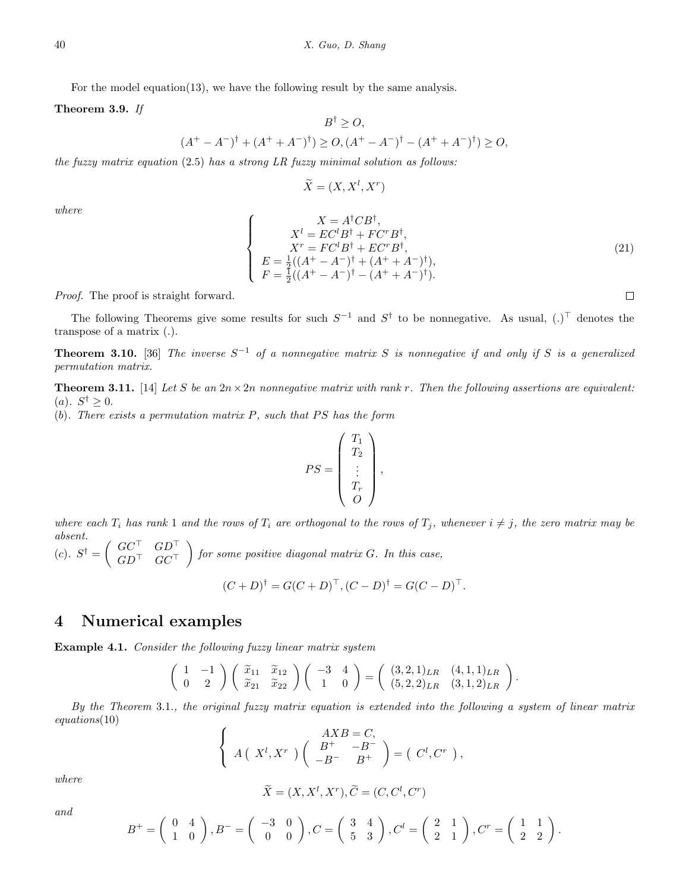For the model equation(13), we have the following result by the same analysis.

**Theorem 3.9.** *If*

$$B^{\dagger} \geq O,$$

$$(A^{+}-A^{-})^{\dagger}+(A^{+}+A^{-})^{\dagger}) \geq O, (A^{+}-A^{-})^{\dagger}-(A^{+}+A^{-})^{\dagger}) \geq O,$$

*the fuzzy matrix equation* (2.5) *has a strong LR fuzzy minimal solution as follows:*

$$\widetilde{X} = (X, X^{l}, X^{r})$$

*where*

$$\left\{\begin{array}{c} X = A^{\dagger}CB^{\dagger}, \\ X^{l} = EC^{l}B^{\dagger} + FC^{r}B^{\dagger}, \\ X^{r} = FC^{l}B^{\dagger} + EC^{r}B^{\dagger}, \\ E = \frac{1}{2}((A^{+}-A^{-})^{\dagger}+(A^{+}+A^{-})^{\dagger}), \\ F = \frac{1}{2}((A^{+}-A^{-})^{\dagger}-(A^{+}+A^{-})^{\dagger}). \end{array}\right. \tag{21}$$

*Proof.* The proof is straight forward. □

The following Theorems give some results for such $S^{-1}$ and $S^{\dagger}$ to be nonnegative. As usual, $(.)^{\top}$ denotes the transpose of a matrix (.).

**Theorem 3.10.** [36] *The inverse $S^{-1}$ of a nonnegative matrix $S$ is nonnegative if and only if $S$ is a generalized permutation matrix.*

**Theorem 3.11.** [14] *Let $S$ be an $2n \times 2n$ nonnegative matrix with rank $r$. Then the following assertions are equivalent:*
*(a). $S^{\dagger} \geq 0$.*
*(b). There exists a permutation matrix $P$, such that $PS$ has the form*

$$PS = \left(\begin{array}{c} T_1 \\ T_2 \\ \vdots \\ T_r \\ O \end{array}\right),$$

*where each $T_i$ has rank 1 and the rows of $T_i$ are orthogonal to the rows of $T_j$, whenever $i \neq j$, the zero matrix may be absent.*
*(c). $S^{\dagger} = \left(\begin{array}{cc} GC^{\top} & GD^{\top} \\ GD^{\top} & GC^{\top} \end{array}\right)$ for some positive diagonal matrix $G$. In this case,*

$$(C+D)^{\dagger} = G(C+D)^{\top}, (C-D)^{\dagger} = G(C-D)^{\top}.$$

## 4 Numerical examples

**Example 4.1.** *Consider the following fuzzy linear matrix system*

$$\left(\begin{array}{cc} 1 & -1 \\ 0 & 2 \end{array}\right)\left(\begin{array}{cc} \widetilde{x}_{11} & \widetilde{x}_{12} \\ \widetilde{x}_{21} & \widetilde{x}_{22} \end{array}\right)\left(\begin{array}{cc} -3 & 4 \\ 1 & 0 \end{array}\right) = \left(\begin{array}{cc} (3,2,1)_{LR} & (4,1,1)_{LR} \\ (5,2,2)_{LR} & (3,1,2)_{LR} \end{array}\right).$$

*By the Theorem* 3.1.*, the original fuzzy matrix equation is extended into the following a system of linear matrix equations*(10)

$$\left\{\begin{array}{c} AXB = C, \\ A\left(\begin{array}{cc} X^{l}, X^{r} \end{array}\right)\left(\begin{array}{cc} B^{+} & -B^{-} \\ -B^{-} & B^{+} \end{array}\right) = \left(\begin{array}{cc} C^{l}, C^{r} \end{array}\right), \end{array}\right.$$

*where*

$$\widetilde{X} = (X, X^{l}, X^{r}), \widetilde{C} = (C, C^{l}, C^{r})$$

*and*

$$B^{+} = \left(\begin{array}{cc} 0 & 4 \\ 1 & 0 \end{array}\right), B^{-} = \left(\begin{array}{cc} -3 & 0 \\ 0 & 0 \end{array}\right), C = \left(\begin{array}{cc} 3 & 4 \\ 5 & 3 \end{array}\right), C^{l} = \left(\begin{array}{cc} 2 & 1 \\ 2 & 1 \end{array}\right), C^{r} = \left(\begin{array}{cc} 1 & 1 \\ 2 & 2 \end{array}\right).$$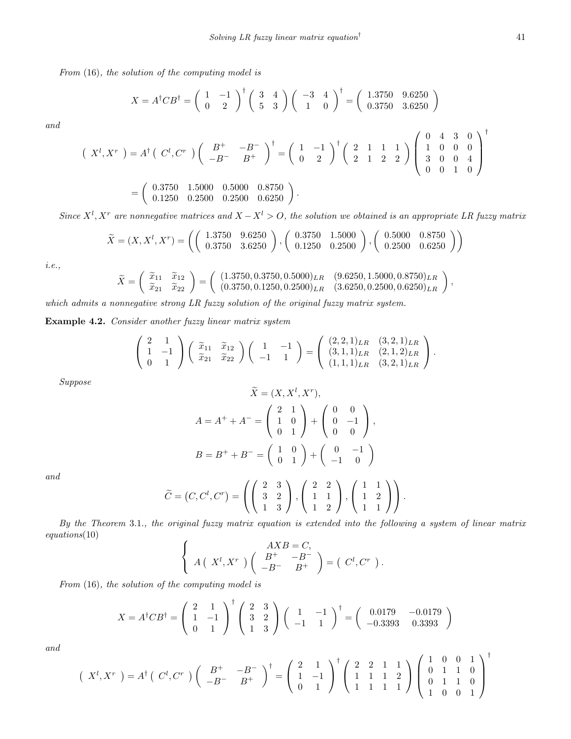*From (16), the solution of the computing model is*

$$X = A^{\dagger}CB^{\dagger} = \begin{pmatrix} 1 & -1 \\ 0 & 2 \end{pmatrix}^{\dagger} \begin{pmatrix} 3 & 4 \\ 5 & 3 \end{pmatrix} \begin{pmatrix} -3 & 4 \\ 1 & 0 \end{pmatrix}^{\dagger} = \begin{pmatrix} 1.3750 & 9.6250 \\ 0.3750 & 3.6250 \end{pmatrix}$$

*and*

$$\begin{pmatrix} X^l, X^r \end{pmatrix} = A^{\dagger} \begin{pmatrix} C^l, C^r \end{pmatrix} \begin{pmatrix} B^+ & -B^- \\ -B^- & B^+ \end{pmatrix}^{\dagger} = \begin{pmatrix} 1 & -1 \\ 0 & 2 \end{pmatrix}^{\dagger} \begin{pmatrix} 2 & 1 & 1 & 1 \\ 2 & 1 & 2 & 2 \end{pmatrix} \begin{pmatrix} 0 & 4 & 3 & 0 \\ 1 & 0 & 0 & 0 \\ 3 & 0 & 0 & 4 \\ 0 & 0 & 1 & 0 \end{pmatrix}^{\dagger}$$

$$= \begin{pmatrix} 0.3750 & 1.5000 & 0.5000 & 0.8750 \\ 0.1250 & 0.2500 & 0.2500 & 0.6250 \end{pmatrix}.$$

*Since $X^l, X^r$ are nonnegative matrices and $X - X^l > O$, the solution we obtained is an appropriate LR fuzzy matrix*

$$\widetilde{X} = (X, X^l, X^r) = \left( \begin{pmatrix} 1.3750 & 9.6250 \\ 0.3750 & 3.6250 \end{pmatrix}, \begin{pmatrix} 0.3750 & 1.5000 \\ 0.1250 & 0.2500 \end{pmatrix}, \begin{pmatrix} 0.5000 & 0.8750 \\ 0.2500 & 0.6250 \end{pmatrix} \right)$$

*i.e.,*

$$\widetilde{X} = \begin{pmatrix} \widetilde{x}_{11} & \widetilde{x}_{12} \\ \widetilde{x}_{21} & \widetilde{x}_{22} \end{pmatrix} = \begin{pmatrix} (1.3750, 0.3750, 0.5000)_{LR} & (9.6250, 1.5000, 0.8750)_{LR} \\ (0.3750, 0.1250, 0.2500)_{LR} & (3.6250, 0.2500, 0.6250)_{LR} \end{pmatrix},$$

*which admits a nonnegative strong LR fuzzy solution of the original fuzzy matrix system.*

**Example 4.2.** *Consider another fuzzy linear matrix system*

$$\begin{pmatrix} 2 & 1 \\ 1 & -1 \\ 0 & 1 \end{pmatrix} \begin{pmatrix} \widetilde{x}_{11} & \widetilde{x}_{12} \\ \widetilde{x}_{21} & \widetilde{x}_{22} \end{pmatrix} \begin{pmatrix} 1 & -1 \\ -1 & 1 \end{pmatrix} = \begin{pmatrix} (2,2,1)_{LR} & (3,2,1)_{LR} \\ (3,1,1)_{LR} & (2,1,2)_{LR} \\ (1,1,1)_{LR} & (3,2,1)_{LR} \end{pmatrix}.$$

*Suppose*

$$\widetilde{X} = (X, X^l, X^r),$$

$$A = A^+ + A^- = \begin{pmatrix} 2 & 1 \\ 1 & 0 \\ 0 & 1 \end{pmatrix} + \begin{pmatrix} 0 & 0 \\ 0 & -1 \\ 0 & 0 \end{pmatrix},$$

$$B = B^+ + B^- = \begin{pmatrix} 1 & 0 \\ 0 & 1 \end{pmatrix} + \begin{pmatrix} 0 & -1 \\ -1 & 0 \end{pmatrix}$$

*and*

$$\widetilde{C} = (C, C^l, C^r) = \left( \begin{pmatrix} 2 & 3 \\ 3 & 2 \\ 1 & 3 \end{pmatrix}, \begin{pmatrix} 2 & 2 \\ 1 & 1 \\ 1 & 2 \end{pmatrix}, \begin{pmatrix} 1 & 1 \\ 1 & 2 \\ 1 & 1 \end{pmatrix} \right).$$

*By the Theorem 3.1., the original fuzzy matrix equation is extended into the following a system of linear matrix equations(10)*

$$\begin{cases} AXB = C, \\ A \begin{pmatrix} X^l, X^r \end{pmatrix} \begin{pmatrix} B^+ & -B^- \\ -B^- & B^+ \end{pmatrix} = \begin{pmatrix} C^l, C^r \end{pmatrix}. \end{cases}$$

*From (16), the solution of the computing model is*

$$X = A^{\dagger}CB^{\dagger} = \begin{pmatrix} 2 & 1 \\ 1 & -1 \\ 0 & 1 \end{pmatrix}^{\dagger} \begin{pmatrix} 2 & 3 \\ 3 & 2 \\ 1 & 3 \end{pmatrix} \begin{pmatrix} 1 & -1 \\ -1 & 1 \end{pmatrix}^{\dagger} = \begin{pmatrix} 0.0179 & -0.0179 \\ -0.3393 & 0.3393 \end{pmatrix}$$

*and*

$$\begin{pmatrix} X^l, X^r \end{pmatrix} = A^{\dagger} \begin{pmatrix} C^l, C^r \end{pmatrix} \begin{pmatrix} B^+ & -B^- \\ -B^- & B^+ \end{pmatrix}^{\dagger} = \begin{pmatrix} 2 & 1 \\ 1 & -1 \\ 0 & 1 \end{pmatrix}^{\dagger} \begin{pmatrix} 2 & 2 & 1 & 1 \\ 1 & 1 & 1 & 2 \\ 1 & 1 & 1 & 1 \end{pmatrix} \begin{pmatrix} 1 & 0 & 0 & 1 \\ 0 & 1 & 1 & 0 \\ 0 & 1 & 1 & 0 \\ 1 & 0 & 0 & 1 \end{pmatrix}^{\dagger}$$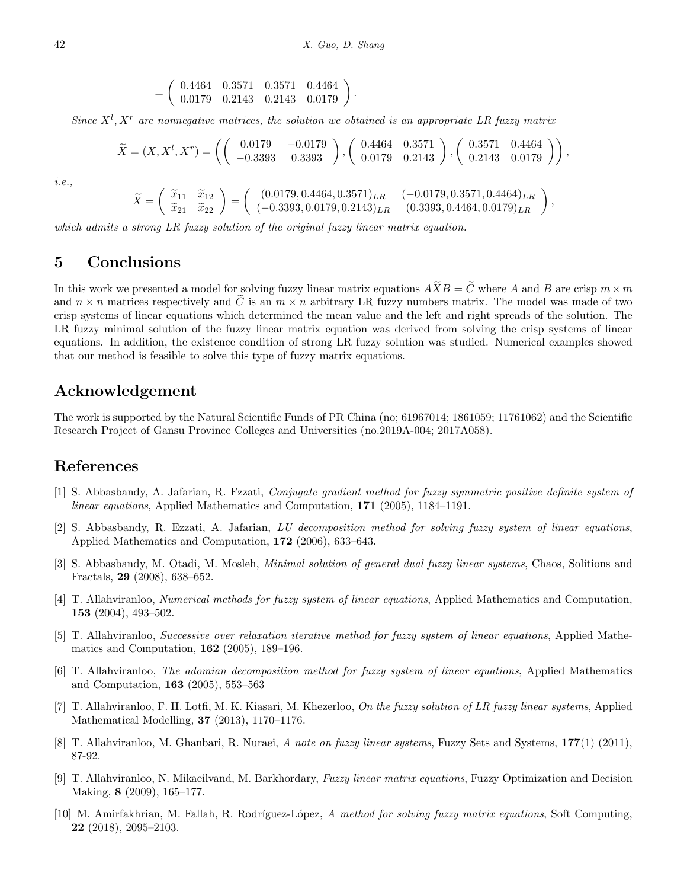$$= \begin{pmatrix} 0.4464 & 0.3571 & 0.3571 & 0.4464 \\ 0.0179 & 0.2143 & 0.2143 & 0.0179 \end{pmatrix}.$$

*Since $X^l, X^r$ are nonnegative matrices, the solution we obtained is an appropriate LR fuzzy matrix*

$$\widetilde{X} = (X, X^l, X^r) = \left( \begin{pmatrix} 0.0179 & -0.0179 \\ -0.3393 & 0.3393 \end{pmatrix}, \begin{pmatrix} 0.4464 & 0.3571 \\ 0.0179 & 0.2143 \end{pmatrix}, \begin{pmatrix} 0.3571 & 0.4464 \\ 0.2143 & 0.0179 \end{pmatrix} \right),$$

*i.e.,*

$$\widetilde{X} = \begin{pmatrix} \widetilde{x}_{11} & \widetilde{x}_{12} \\ \widetilde{x}_{21} & \widetilde{x}_{22} \end{pmatrix} = \begin{pmatrix} (0.0179, 0.4464, 0.3571)_{LR} & (-0.0179, 0.3571, 0.4464)_{LR} \\ (-0.3393, 0.0179, 0.2143)_{LR} & (0.3393, 0.4464, 0.0179)_{LR} \end{pmatrix},$$

*which admits a strong LR fuzzy solution of the original fuzzy linear matrix equation.*

## 5 Conclusions

In this work we presented a model for solving fuzzy linear matrix equations $A\widetilde{X}B = \widetilde{C}$ where $A$ and $B$ are crisp $m \times m$ and $n \times n$ matrices respectively and $\widetilde{C}$ is an $m \times n$ arbitrary LR fuzzy numbers matrix. The model was made of two crisp systems of linear equations which determined the mean value and the left and right spreads of the solution. The LR fuzzy minimal solution of the fuzzy linear matrix equation was derived from solving the crisp systems of linear equations. In addition, the existence condition of strong LR fuzzy solution was studied. Numerical examples showed that our method is feasible to solve this type of fuzzy matrix equations.

## Acknowledgement

The work is supported by the Natural Scientific Funds of PR China (no; 61967014; 1861059; 11761062) and the Scientific Research Project of Gansu Province Colleges and Universities (no.2019A-004; 2017A058).

## References

[1] S. Abbasbandy, A. Jafarian, R. Fzzati, *Conjugate gradient method for fuzzy symmetric positive definite system of linear equations*, Applied Mathematics and Computation, **171** (2005), 1184–1191.

[2] S. Abbasbandy, R. Ezzati, A. Jafarian, *LU decomposition method for solving fuzzy system of linear equations*, Applied Mathematics and Computation, **172** (2006), 633–643.

[3] S. Abbasbandy, M. Otadi, M. Mosleh, *Minimal solution of general dual fuzzy linear systems*, Chaos, Solitions and Fractals, **29** (2008), 638–652.

[4] T. Allahviranloo, *Numerical methods for fuzzy system of linear equations*, Applied Mathematics and Computation, **153** (2004), 493–502.

[5] T. Allahviranloo, *Successive over relaxation iterative method for fuzzy system of linear equations*, Applied Mathematics and Computation, **162** (2005), 189–196.

[6] T. Allahviranloo, *The adomian decomposition method for fuzzy system of linear equations*, Applied Mathematics and Computation, **163** (2005), 553–563

[7] T. Allahviranloo, F. H. Lotfi, M. K. Kiasari, M. Khezerloo, *On the fuzzy solution of LR fuzzy linear systems*, Applied Mathematical Modelling, **37** (2013), 1170–1176.

[8] T. Allahviranloo, M. Ghanbari, R. Nuraei, *A note on fuzzy linear systems*, Fuzzy Sets and Systems, **177**(1) (2011), 87-92.

[9] T. Allahviranloo, N. Mikaeilvand, M. Barkhordary, *Fuzzy linear matrix equations*, Fuzzy Optimization and Decision Making, **8** (2009), 165–177.

[10] M. Amirfakhrian, M. Fallah, R. Rodríguez-López, *A method for solving fuzzy matrix equations*, Soft Computing, **22** (2018), 2095–2103.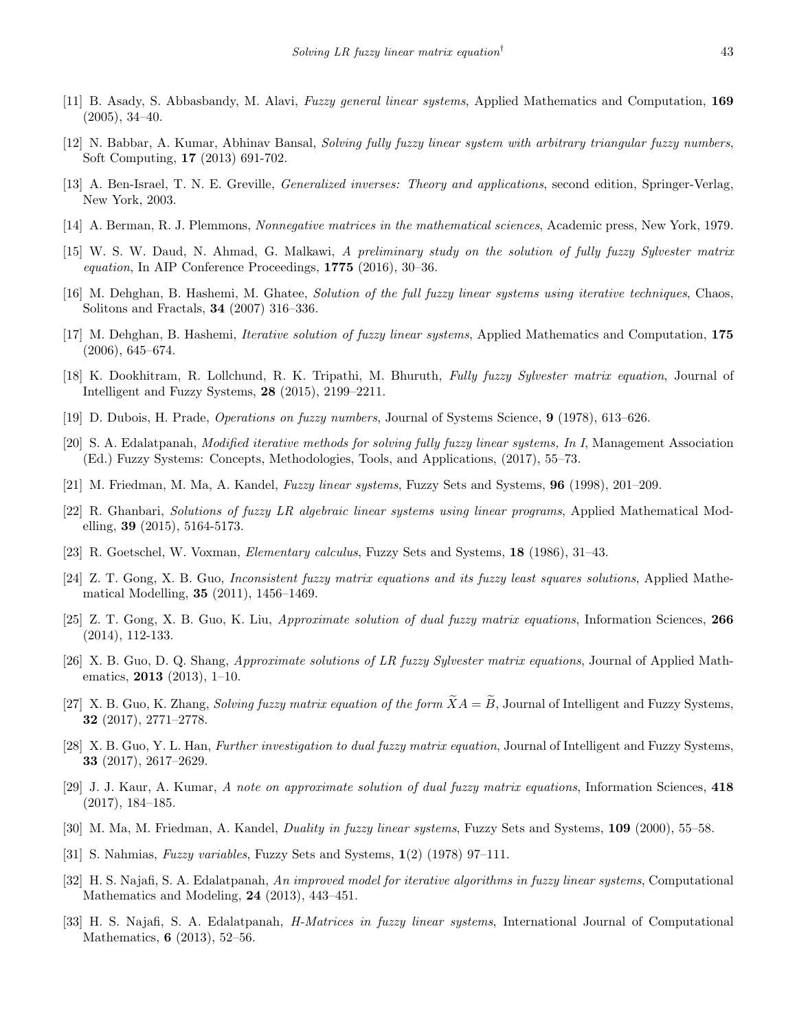[11] B. Asady, S. Abbasbandy, M. Alavi, *Fuzzy general linear systems*, Applied Mathematics and Computation, **169** (2005), 34–40.

[12] N. Babbar, A. Kumar, Abhinav Bansal, *Solving fully fuzzy linear system with arbitrary triangular fuzzy numbers*, Soft Computing, **17** (2013) 691-702.

[13] A. Ben-Israel, T. N. E. Greville, *Generalized inverses: Theory and applications*, second edition, Springer-Verlag, New York, 2003.

[14] A. Berman, R. J. Plemmons, *Nonnegative matrices in the mathematical sciences*, Academic press, New York, 1979.

[15] W. S. W. Daud, N. Ahmad, G. Malkawi, *A preliminary study on the solution of fully fuzzy Sylvester matrix equation*, In AIP Conference Proceedings, **1775** (2016), 30–36.

[16] M. Dehghan, B. Hashemi, M. Ghatee, *Solution of the full fuzzy linear systems using iterative techniques*, Chaos, Solitons and Fractals, **34** (2007) 316–336.

[17] M. Dehghan, B. Hashemi, *Iterative solution of fuzzy linear systems*, Applied Mathematics and Computation, **175** (2006), 645–674.

[18] K. Dookhitram, R. Lollchund, R. K. Tripathi, M. Bhuruth, *Fully fuzzy Sylvester matrix equation*, Journal of Intelligent and Fuzzy Systems, **28** (2015), 2199–2211.

[19] D. Dubois, H. Prade, *Operations on fuzzy numbers*, Journal of Systems Science, **9** (1978), 613–626.

[20] S. A. Edalatpanah, *Modified iterative methods for solving fully fuzzy linear systems, In I*, Management Association (Ed.) Fuzzy Systems: Concepts, Methodologies, Tools, and Applications, (2017), 55–73.

[21] M. Friedman, M. Ma, A. Kandel, *Fuzzy linear systems*, Fuzzy Sets and Systems, **96** (1998), 201–209.

[22] R. Ghanbari, *Solutions of fuzzy LR algebraic linear systems using linear programs*, Applied Mathematical Modelling, **39** (2015), 5164-5173.

[23] R. Goetschel, W. Voxman, *Elementary calculus*, Fuzzy Sets and Systems, **18** (1986), 31–43.

[24] Z. T. Gong, X. B. Guo, *Inconsistent fuzzy matrix equations and its fuzzy least squares solutions*, Applied Mathematical Modelling, **35** (2011), 1456–1469.

[25] Z. T. Gong, X. B. Guo, K. Liu, *Approximate solution of dual fuzzy matrix equations*, Information Sciences, **266** (2014), 112-133.

[26] X. B. Guo, D. Q. Shang, *Approximate solutions of LR fuzzy Sylvester matrix equations*, Journal of Applied Mathematics, **2013** (2013), 1–10.

[27] X. B. Guo, K. Zhang, *Solving fuzzy matrix equation of the form $\widetilde{X}A = \widetilde{B}$*, Journal of Intelligent and Fuzzy Systems, **32** (2017), 2771–2778.

[28] X. B. Guo, Y. L. Han, *Further investigation to dual fuzzy matrix equation*, Journal of Intelligent and Fuzzy Systems, **33** (2017), 2617–2629.

[29] J. J. Kaur, A. Kumar, *A note on approximate solution of dual fuzzy matrix equations*, Information Sciences, **418** (2017), 184–185.

[30] M. Ma, M. Friedman, A. Kandel, *Duality in fuzzy linear systems*, Fuzzy Sets and Systems, **109** (2000), 55–58.

[31] S. Nahmias, *Fuzzy variables*, Fuzzy Sets and Systems, **1**(2) (1978) 97–111.

[32] H. S. Najafi, S. A. Edalatpanah, *An improved model for iterative algorithms in fuzzy linear systems*, Computational Mathematics and Modeling, **24** (2013), 443–451.

[33] H. S. Najafi, S. A. Edalatpanah, *H-Matrices in fuzzy linear systems*, International Journal of Computational Mathematics, **6** (2013), 52–56.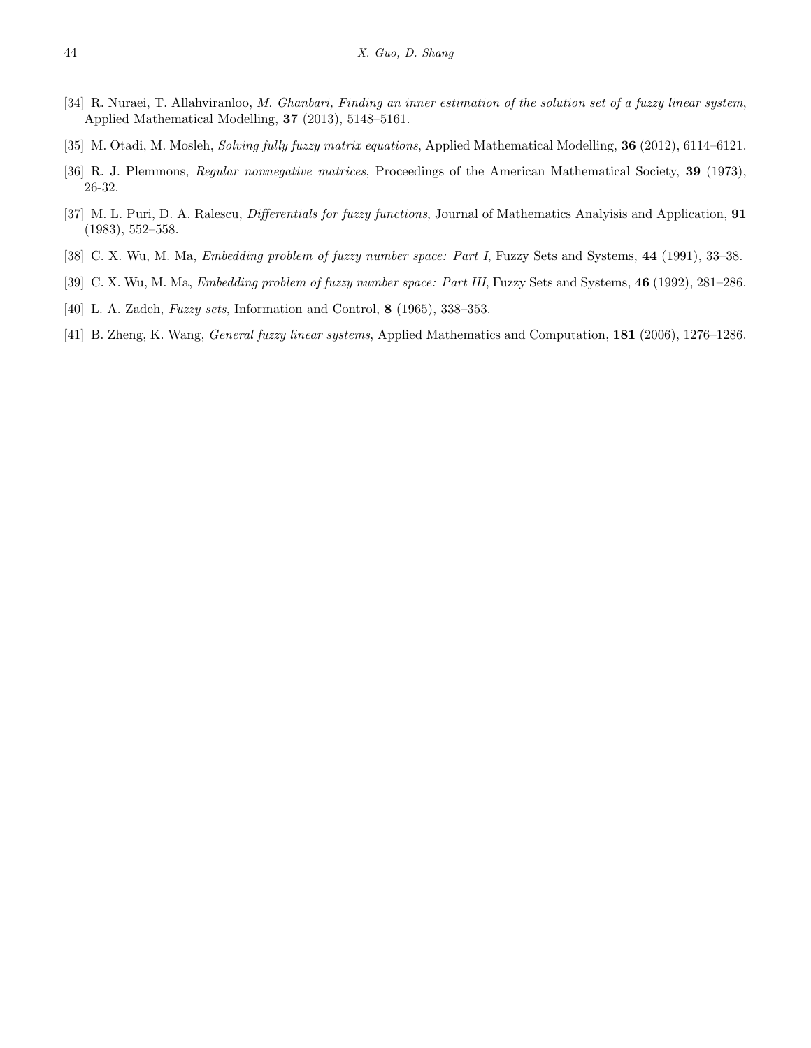[34] R. Nuraei, T. Allahviranloo, *M. Ghanbari, Finding an inner estimation of the solution set of a fuzzy linear system*, Applied Mathematical Modelling, **37** (2013), 5148–5161.

[35] M. Otadi, M. Mosleh, *Solving fully fuzzy matrix equations*, Applied Mathematical Modelling, **36** (2012), 6114–6121.

[36] R. J. Plemmons, *Regular nonnegative matrices*, Proceedings of the American Mathematical Society, **39** (1973), 26-32.

[37] M. L. Puri, D. A. Ralescu, *Differentials for fuzzy functions*, Journal of Mathematics Analyisis and Application, **91** (1983), 552–558.

[38] C. X. Wu, M. Ma, *Embedding problem of fuzzy number space: Part I*, Fuzzy Sets and Systems, **44** (1991), 33–38.

[39] C. X. Wu, M. Ma, *Embedding problem of fuzzy number space: Part III*, Fuzzy Sets and Systems, **46** (1992), 281–286.

[40] L. A. Zadeh, *Fuzzy sets*, Information and Control, **8** (1965), 338–353.

[41] B. Zheng, K. Wang, *General fuzzy linear systems*, Applied Mathematics and Computation, **181** (2006), 1276–1286.